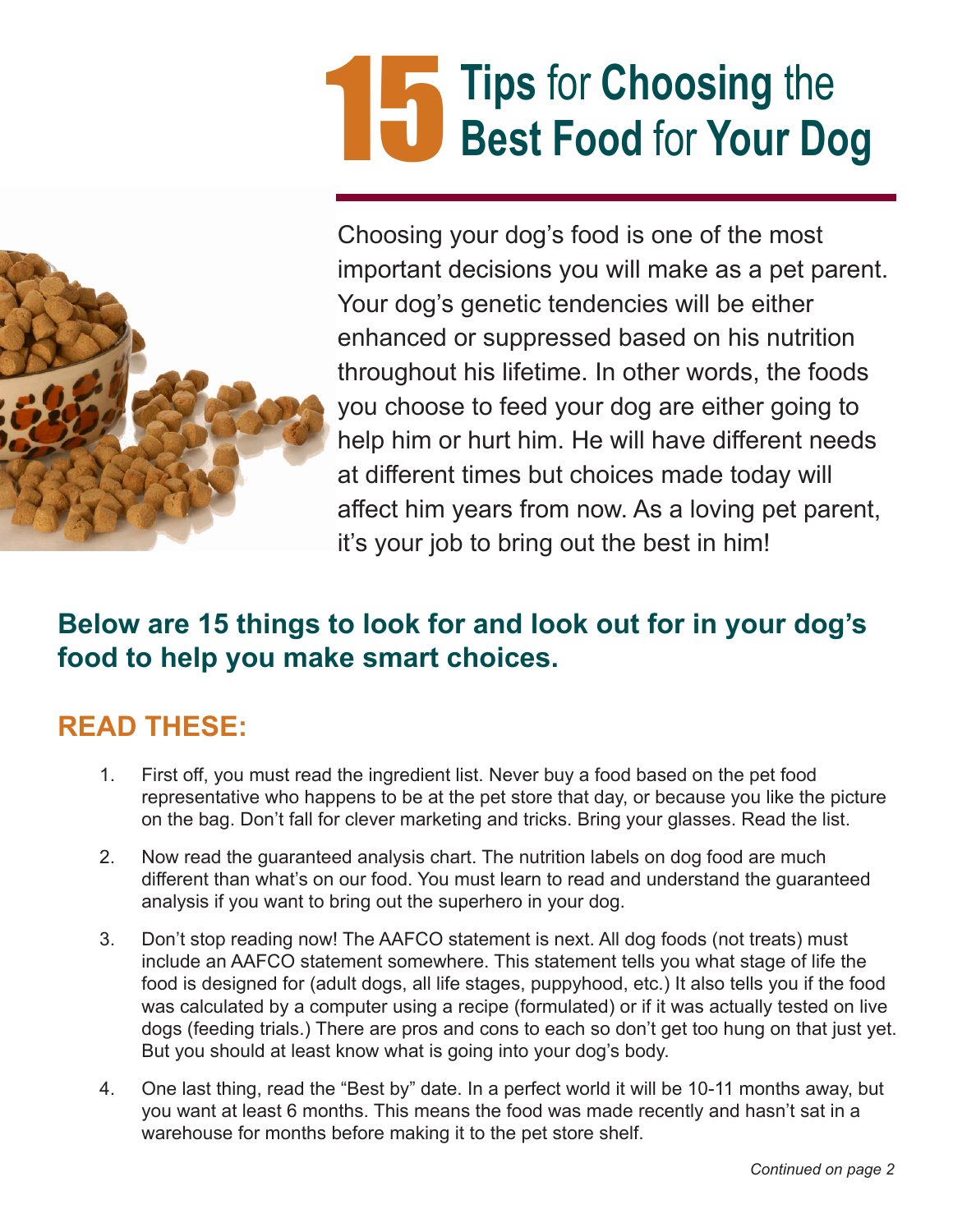# 15 Tips for Choosing the Best Food for Your Dog

Choosing your dog's food is one of the most important decisions you will make as a pet parent. Your dog's genetic tendencies will be either enhanced or suppressed based on his nutrition throughout his lifetime. In other words, the foods you choose to feed your dog are either going to help him or hurt him. He will have different needs at different times but choices made today will affect him years from now. As a loving pet parent, it's your job to bring out the best in him!

## Below are 15 things to look for and look out for in your dog's food to help you make smart choices.

## READ THESE:

1. First off, you must read the ingredient list. Never buy a food based on the pet food representative who happens to be at the pet store that day, or because you like the picture on the bag. Don't fall for clever marketing and tricks. Bring your glasses. Read the list.

2. Now read the guaranteed analysis chart. The nutrition labels on dog food are much different than what's on our food. You must learn to read and understand the guaranteed analysis if you want to bring out the superhero in your dog.

3. Don't stop reading now! The AAFCO statement is next. All dog foods (not treats) must include an AAFCO statement somewhere. This statement tells you what stage of life the food is designed for (adult dogs, all life stages, puppyhood, etc.) It also tells you if the food was calculated by a computer using a recipe (formulated) or if it was actually tested on live dogs (feeding trials.) There are pros and cons to each so don't get too hung on that just yet. But you should at least know what is going into your dog's body.

4. One last thing, read the "Best by" date. In a perfect world it will be 10-11 months away, but you want at least 6 months. This means the food was made recently and hasn't sat in a warehouse for months before making it to the pet store shelf.

*Continued on page 2*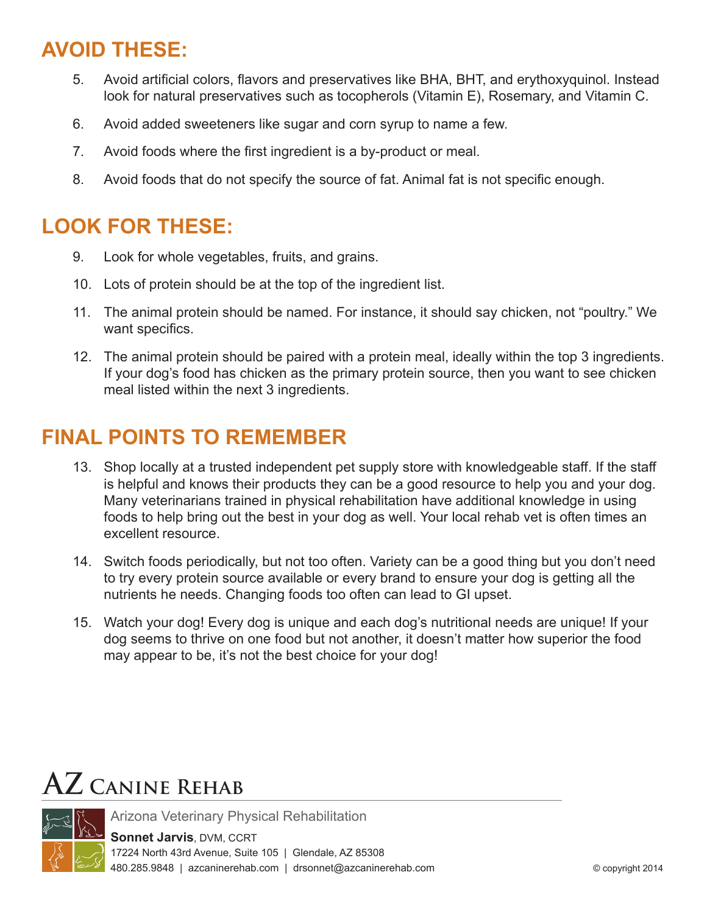## AVOID THESE:

5. Avoid artificial colors, flavors and preservatives like BHA, BHT, and erythoxyquinol. Instead look for natural preservatives such as tocopherols (Vitamin E), Rosemary, and Vitamin C.
6. Avoid added sweeteners like sugar and corn syrup to name a few.
7. Avoid foods where the first ingredient is a by-product or meal.
8. Avoid foods that do not specify the source of fat. Animal fat is not specific enough.

## LOOK FOR THESE:

9. Look for whole vegetables, fruits, and grains.
10. Lots of protein should be at the top of the ingredient list.
11. The animal protein should be named. For instance, it should say chicken, not "poultry." We want specifics.
12. The animal protein should be paired with a protein meal, ideally within the top 3 ingredients. If your dog's food has chicken as the primary protein source, then you want to see chicken meal listed within the next 3 ingredients.

## FINAL POINTS TO REMEMBER

13. Shop locally at a trusted independent pet supply store with knowledgeable staff. If the staff is helpful and knows their products they can be a good resource to help you and your dog. Many veterinarians trained in physical rehabilitation have additional knowledge in using foods to help bring out the best in your dog as well. Your local rehab vet is often times an excellent resource.
14. Switch foods periodically, but not too often. Variety can be a good thing but you don't need to try every protein source available or every brand to ensure your dog is getting all the nutrients he needs. Changing foods too often can lead to GI upset.
15. Watch your dog! Every dog is unique and each dog's nutritional needs are unique! If your dog seems to thrive on one food but not another, it doesn't matter how superior the food may appear to be, it's not the best choice for your dog!

AZ Canine Rehab

Arizona Veterinary Physical Rehabilitation

**Sonnet Jarvis**, DVM, CCRT
17224 North 43rd Avenue, Suite 105 | Glendale, AZ 85308
480.285.9848 | azcaninerehab.com | drsonnet@azcaninerehab.com

© copyright 2014